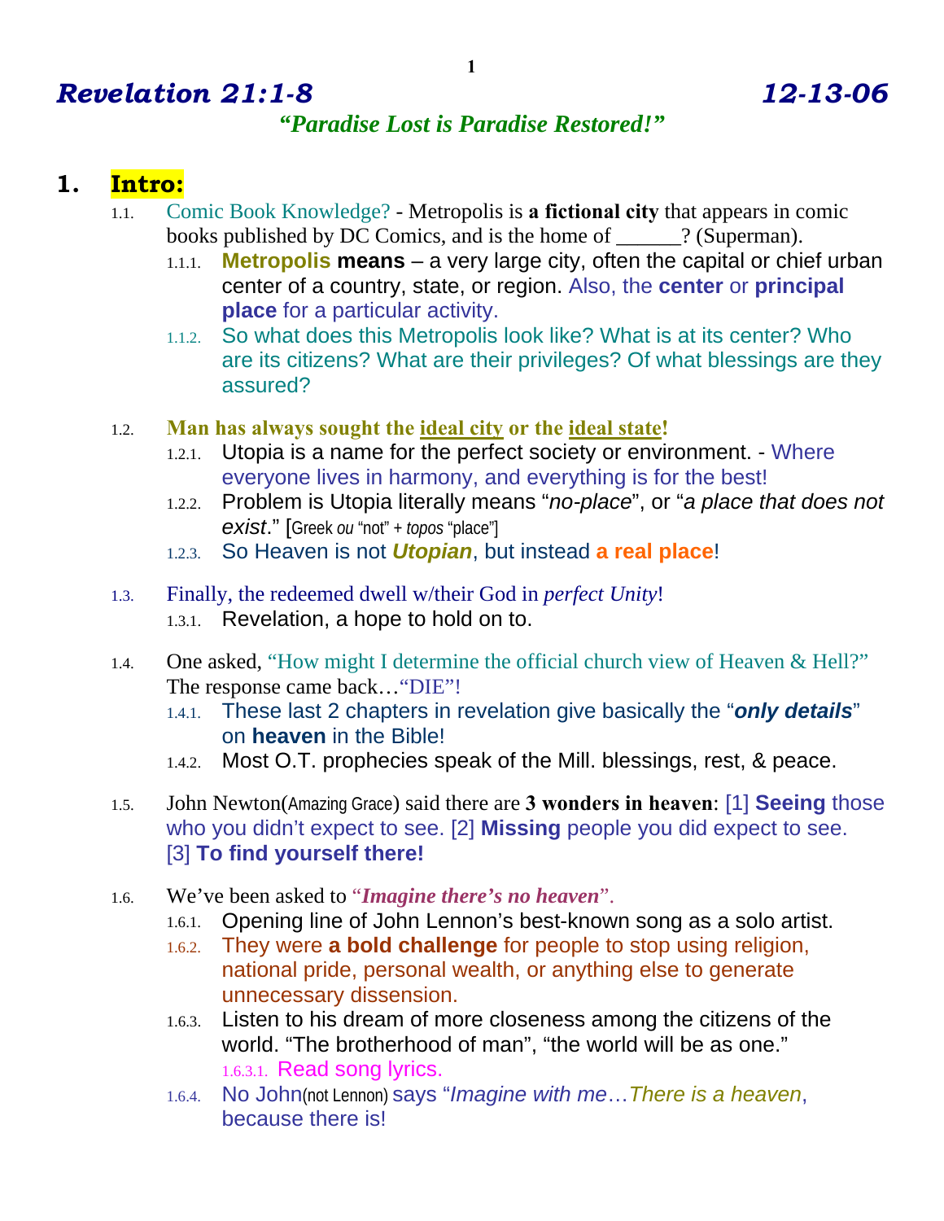# *Revelation 21:1-8* *12-13-06*

***"Paradise Lost is Paradise Restored!"***

## 1. Intro:

1.1. Comic Book Knowledge? - Metropolis is **a fictional city** that appears in comic books published by DC Comics, and is the home of ______? (Superman).

1.1.1. **Metropolis means** – a very large city, often the capital or chief urban center of a country, state, or region. Also, the **center** or **principal place** for a particular activity.

1.1.2. So what does this Metropolis look like? What is at its center? Who are its citizens? What are their privileges? Of what blessings are they assured?

1.2. **Man has always sought the <u>ideal city</u> or the <u>ideal state</u>!**

1.2.1. Utopia is a name for the perfect society or environment. - Where everyone lives in harmony, and everything is for the best!

1.2.2. Problem is Utopia literally means "*no-place*", or "*a place that does not exist*." [Greek *ou* "not" + *topos* "place"]

1.2.3. So Heaven is not ***Utopian***, but instead **a real place**!

1.3. Finally, the redeemed dwell w/their God in *perfect Unity*!

1.3.1. Revelation, a hope to hold on to.

1.4. One asked, "How might I determine the official church view of Heaven & Hell?" The response came back…"DIE"!

1.4.1. These last 2 chapters in revelation give basically the "***only details***" on **heaven** in the Bible!

1.4.2. Most O.T. prophecies speak of the Mill. blessings, rest, & peace.

1.5. John Newton(Amazing Grace) said there are **3 wonders in heaven**: [1] **Seeing** those who you didn't expect to see. [2] **Missing** people you did expect to see. [3] **To find yourself there!**

1.6. We've been asked to "***Imagine there's no heaven***".

1.6.1. Opening line of John Lennon's best-known song as a solo artist.

1.6.2. They were **a bold challenge** for people to stop using religion, national pride, personal wealth, or anything else to generate unnecessary dissension.

1.6.3. Listen to his dream of more closeness among the citizens of the world. "The brotherhood of man", "the world will be as one."

1.6.3.1. Read song lyrics.

1.6.4. No John(not Lennon) says "*Imagine with me…There is a heaven*, because there is!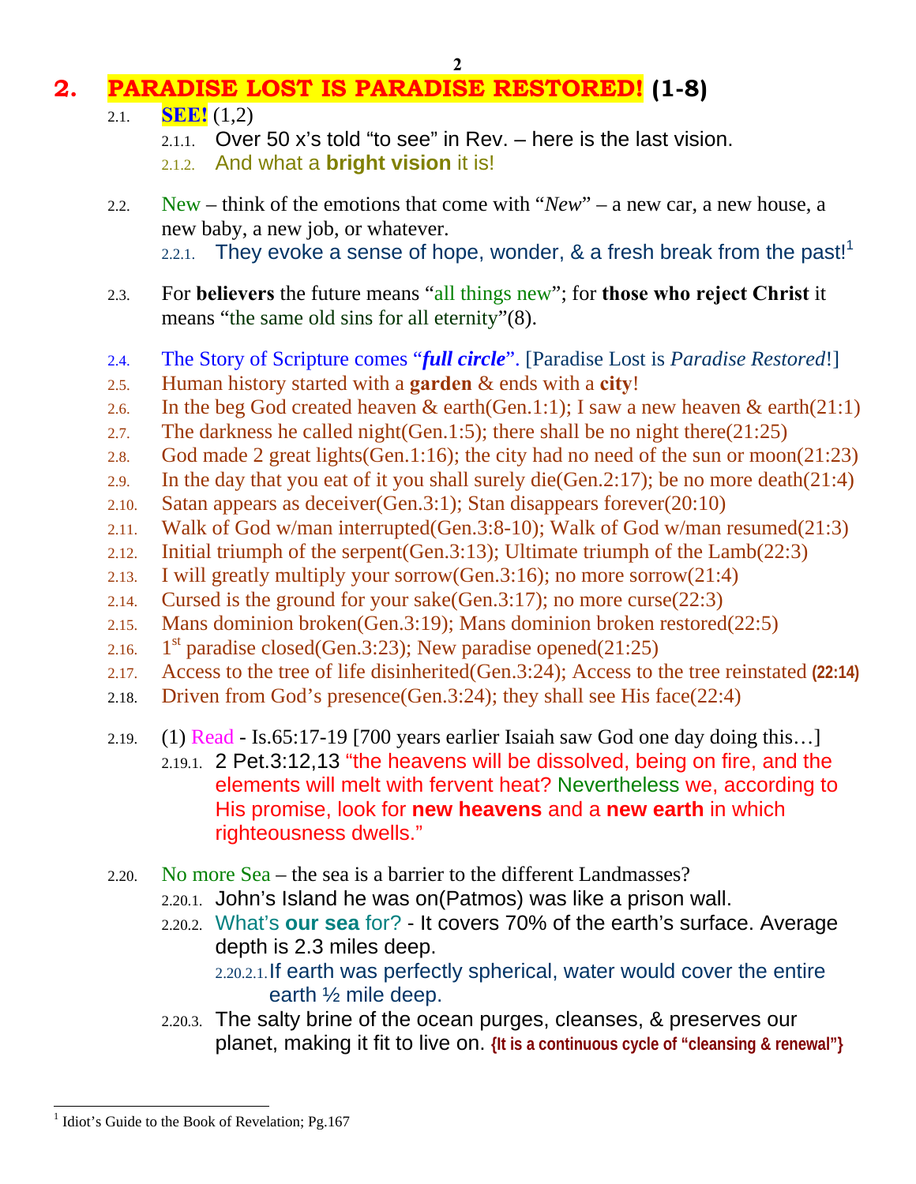# 2. PARADISE LOST IS PARADISE RESTORED! (1-8)

2.1. **SEE!** (1,2)

2.1.1. Over 50 x's told "to see" in Rev. – here is the last vision.

2.1.2. And what a **bright vision** it is!

2.2. New – think of the emotions that come with "*New*" – a new car, a new house, a new baby, a new job, or whatever.

2.2.1. They evoke a sense of hope, wonder, & a fresh break from the past![1]

2.3. For **believers** the future means "all things new"; for **those who reject Christ** it means "the same old sins for all eternity"(8).

2.4. The Story of Scripture comes "***full circle***". [Paradise Lost is *Paradise Restored*!]

2.5. Human history started with a **garden** & ends with a **city**!

2.6. In the beg God created heaven & earth(Gen.1:1); I saw a new heaven & earth(21:1)

2.7. The darkness he called night(Gen.1:5); there shall be no night there(21:25)

2.8. God made 2 great lights(Gen.1:16); the city had no need of the sun or moon(21:23)

2.9. In the day that you eat of it you shall surely die(Gen.2:17); be no more death(21:4)

2.10. Satan appears as deceiver(Gen.3:1); Stan disappears forever(20:10)

2.11. Walk of God w/man interrupted(Gen.3:8-10); Walk of God w/man resumed(21:3)

2.12. Initial triumph of the serpent(Gen.3:13); Ultimate triumph of the Lamb(22:3)

2.13. I will greatly multiply your sorrow(Gen.3:16); no more sorrow(21:4)

2.14. Cursed is the ground for your sake(Gen.3:17); no more curse(22:3)

2.15. Mans dominion broken(Gen.3:19); Mans dominion broken restored(22:5)

2.16. 1st paradise closed(Gen.3:23); New paradise opened(21:25)

2.17. Access to the tree of life disinherited(Gen.3:24); Access to the tree reinstated **(22:14)**

2.18. Driven from God's presence(Gen.3:24); they shall see His face(22:4)

2.19. (1) Read - Is.65:17-19 [700 years earlier Isaiah saw God one day doing this…]

2.19.1. 2 Pet.3:12,13 "the heavens will be dissolved, being on fire, and the elements will melt with fervent heat? Nevertheless we, according to His promise, look for **new heavens** and a **new earth** in which righteousness dwells."

2.20. No more Sea – the sea is a barrier to the different Landmasses?

2.20.1. John's Island he was on(Patmos) was like a prison wall.

2.20.2. What's **our sea** for? - It covers 70% of the earth's surface. Average depth is 2.3 miles deep.

2.20.2.1. If earth was perfectly spherical, water would cover the entire earth ½ mile deep.

2.20.3. The salty brine of the ocean purges, cleanses, & preserves our planet, making it fit to live on. **{It is a continuous cycle of "cleansing & renewal"}**

---

[1] Idiot's Guide to the Book of Revelation; Pg.167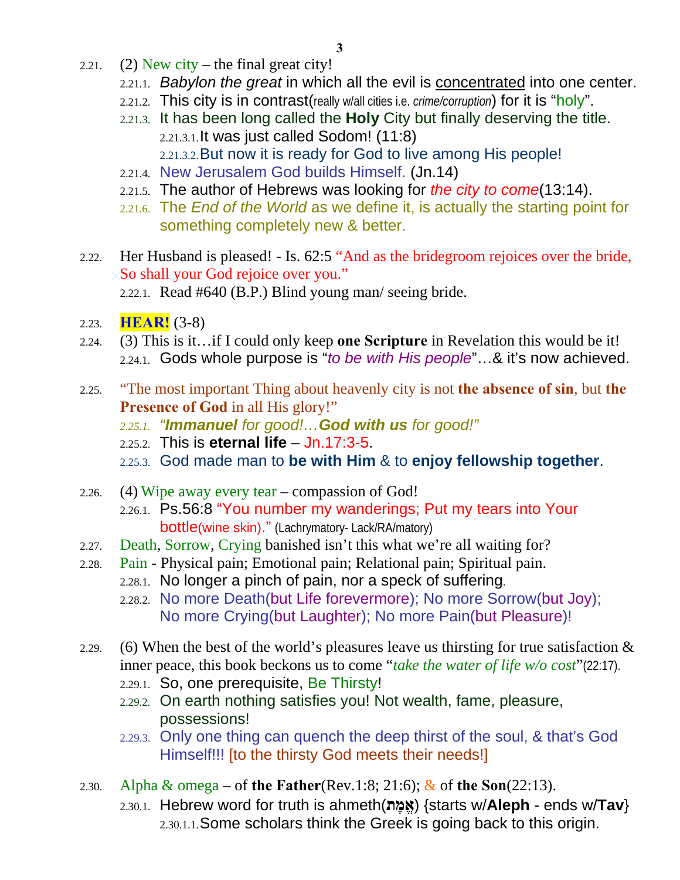2.21. (2) New city – the final great city!

- 2.21.1. *Babylon the great* in which all the evil is concentrated into one center.
- 2.21.2. This city is in contrast(really w/all cities i.e. *crime/corruption*) for it is "holy".
- 2.21.3. It has been long called the **Holy** City but finally deserving the title.
  - 2.21.3.1. It was just called Sodom! (11:8)
  - 2.21.3.2. But now it is ready for God to live among His people!
- 2.21.4. New Jerusalem God builds Himself. (Jn.14)
- 2.21.5. The author of Hebrews was looking for *the city to come*(13:14).
- 2.21.6. The *End of the World* as we define it, is actually the starting point for something completely new & better.

2.22. Her Husband is pleased! - Is. 62:5 "And as the bridegroom rejoices over the bride, So shall your God rejoice over you."

- 2.22.1. Read #640 (B.P.) Blind young man/ seeing bride.

2.23. **HEAR!** (3-8)

2.24. (3) This is it…if I could only keep **one Scripture** in Revelation this would be it!

- 2.24.1. Gods whole purpose is "*to be with His people*"…& it's now achieved.

2.25. "The most important Thing about heavenly city is not **the absence of sin**, but **the Presence of God** in all His glory!"

- 2.25.1. *"**Immanuel** for good!…**God with us** for good!"*
- 2.25.2. This is **eternal life** – Jn.17:3-5.
- 2.25.3. God made man to **be with Him** & to **enjoy fellowship together**.

2.26. (4) Wipe away every tear – compassion of God!

- 2.26.1. Ps.56:8 "You number my wanderings; Put my tears into Your bottle(wine skin)." (Lachrymatory- Lack/RA/matory)

2.27. Death, Sorrow, Crying banished isn't this what we're all waiting for?

2.28. Pain - Physical pain; Emotional pain; Relational pain; Spiritual pain.

- 2.28.1. No longer a pinch of pain, nor a speck of suffering.
- 2.28.2. No more Death(but Life forevermore); No more Sorrow(but Joy); No more Crying(but Laughter); No more Pain(but Pleasure)!

2.29. (6) When the best of the world's pleasures leave us thirsting for true satisfaction & inner peace, this book beckons us to come "*take the water of life w/o cost*"(22:17).

- 2.29.1. So, one prerequisite, Be Thirsty!
- 2.29.2. On earth nothing satisfies you! Not wealth, fame, pleasure, possessions!
- 2.29.3. Only one thing can quench the deep thirst of the soul, & that's God Himself!!! [to the thirsty God meets their needs!]

2.30. Alpha & omega – of **the Father**(Rev.1:8; 21:6); & of **the Son**(22:13).

- 2.30.1. Hebrew word for truth is ahmeth(אֱמֶת) {starts w/**Aleph** - ends w/**Tav**}
  - 2.30.1.1. Some scholars think the Greek is going back to this origin.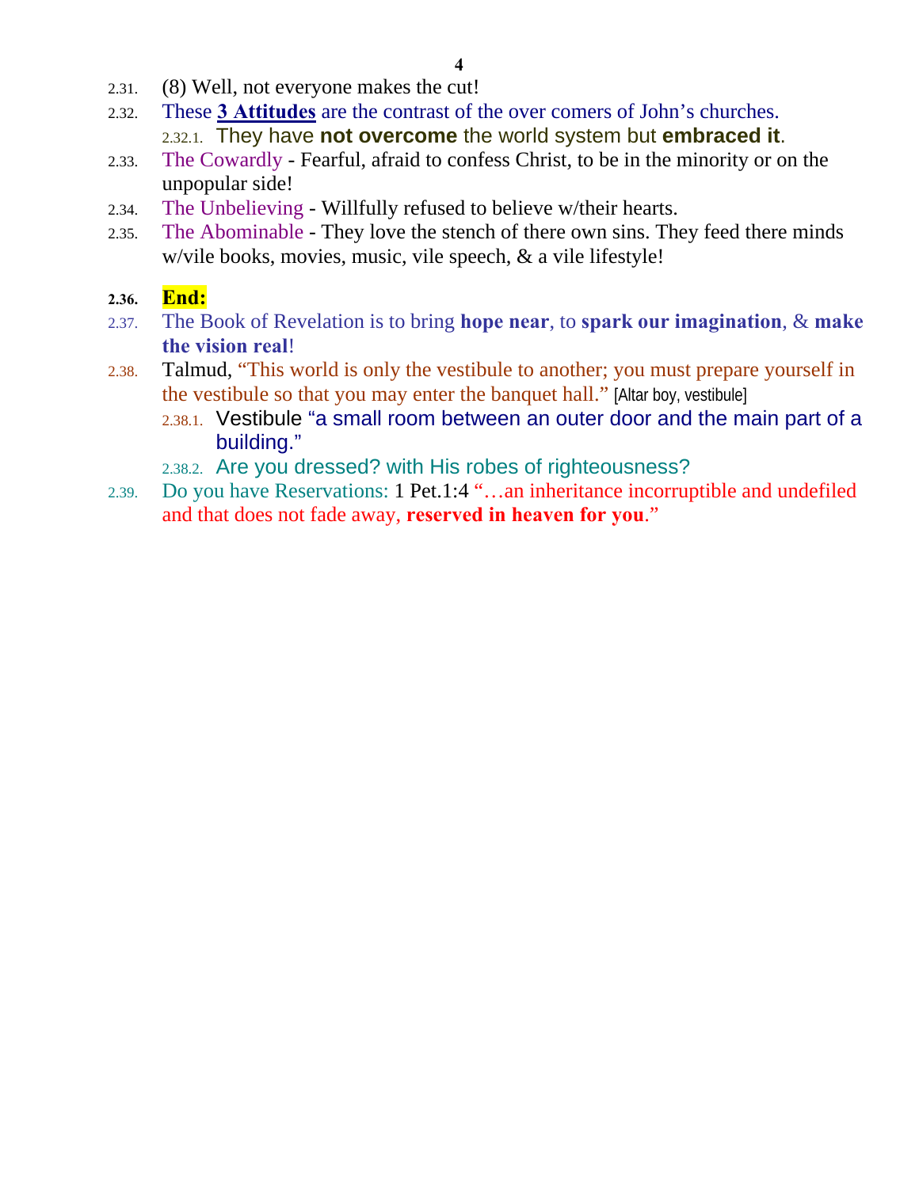2.31. (8) Well, not everyone makes the cut!

2.32. These **3 Attitudes** are the contrast of the over comers of John's churches.

- 2.32.1. They have **not overcome** the world system but **embraced it**.

2.33. The Cowardly - Fearful, afraid to confess Christ, to be in the minority or on the unpopular side!

2.34. The Unbelieving - Willfully refused to believe w/their hearts.

2.35. The Abominable - They love the stench of there own sins. They feed there minds w/vile books, movies, music, vile speech, & a vile lifestyle!

**2.36. End:**

2.37. The Book of Revelation is to bring **hope near**, to **spark our imagination**, & **make the vision real**!

2.38. Talmud, "This world is only the vestibule to another; you must prepare yourself in the vestibule so that you may enter the banquet hall." [Altar boy, vestibule]

- 2.38.1. Vestibule "a small room between an outer door and the main part of a building."
- 2.38.2. Are you dressed? with His robes of righteousness?

2.39. Do you have Reservations: 1 Pet.1:4 "…an inheritance incorruptible and undefiled and that does not fade away, **reserved in heaven for you**."